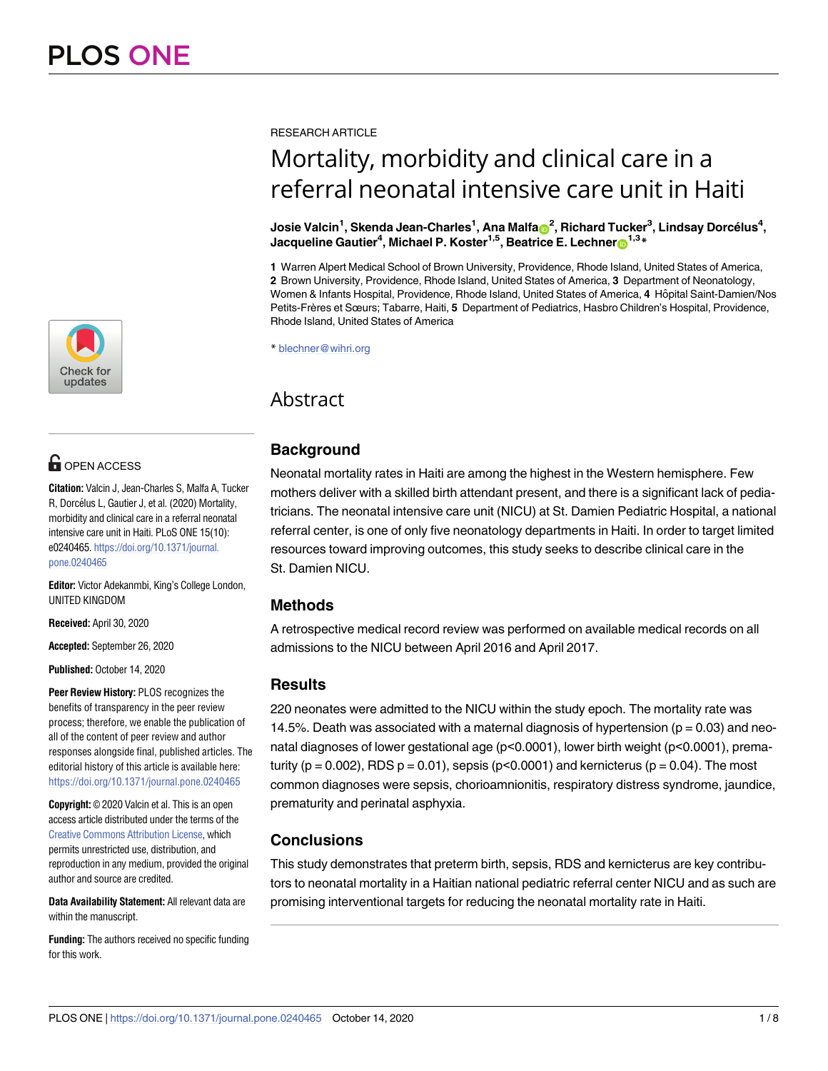RESEARCH ARTICLE

# Mortality, morbidity and clinical care in a referral neonatal intensive care unit in Haiti

**Josie Valcin[1], Skenda Jean-Charles[1], Ana Malfa[2], Richard Tucker[3], Lindsay Dorcélus[4], Jacqueline Gautier[4], Michael P. Koster[1,5], Beatrice E. Lechner[1,3]***

**1** Warren Alpert Medical School of Brown University, Providence, Rhode Island, United States of America, **2** Brown University, Providence, Rhode Island, United States of America, **3** Department of Neonatology, Women & Infants Hospital, Providence, Rhode Island, United States of America, **4** Hôpital Saint-Damien/Nos Petits-Frères et Sœurs; Tabarre, Haiti, **5** Department of Pediatrics, Hasbro Children's Hospital, Providence, Rhode Island, United States of America

* blechner@wihri.org

OPEN ACCESS

**Citation:** Valcin J, Jean-Charles S, Malfa A, Tucker R, Dorcélus L, Gautier J, et al. (2020) Mortality, morbidity and clinical care in a referral neonatal intensive care unit in Haiti. PLoS ONE 15(10): e0240465. https://doi.org/10.1371/journal.pone.0240465

**Editor:** Victor Adekanmbi, King's College London, UNITED KINGDOM

**Received:** April 30, 2020

**Accepted:** September 26, 2020

**Published:** October 14, 2020

**Peer Review History:** PLOS recognizes the benefits of transparency in the peer review process; therefore, we enable the publication of all of the content of peer review and author responses alongside final, published articles. The editorial history of this article is available here: https://doi.org/10.1371/journal.pone.0240465

**Copyright:** © 2020 Valcin et al. This is an open access article distributed under the terms of the Creative Commons Attribution License, which permits unrestricted use, distribution, and reproduction in any medium, provided the original author and source are credited.

**Data Availability Statement:** All relevant data are within the manuscript.

**Funding:** The authors received no specific funding for this work.

## Abstract

### Background

Neonatal mortality rates in Haiti are among the highest in the Western hemisphere. Few mothers deliver with a skilled birth attendant present, and there is a significant lack of pediatricians. The neonatal intensive care unit (NICU) at St. Damien Pediatric Hospital, a national referral center, is one of only five neonatology departments in Haiti. In order to target limited resources toward improving outcomes, this study seeks to describe clinical care in the St. Damien NICU.

### Methods

A retrospective medical record review was performed on available medical records on all admissions to the NICU between April 2016 and April 2017.

### Results

220 neonates were admitted to the NICU within the study epoch. The mortality rate was 14.5%. Death was associated with a maternal diagnosis of hypertension ($p = 0.03$) and neonatal diagnoses of lower gestational age ($p<0.0001$), lower birth weight ($p<0.0001$), prematurity ($p = 0.002$), RDS $p = 0.01$), sepsis ($p<0.0001$) and kernicterus ($p = 0.04$). The most common diagnoses were sepsis, chorioamnionitis, respiratory distress syndrome, jaundice, prematurity and perinatal asphyxia.

### Conclusions

This study demonstrates that preterm birth, sepsis, RDS and kernicterus are key contributors to neonatal mortality in a Haitian national pediatric referral center NICU and as such are promising interventional targets for reducing the neonatal mortality rate in Haiti.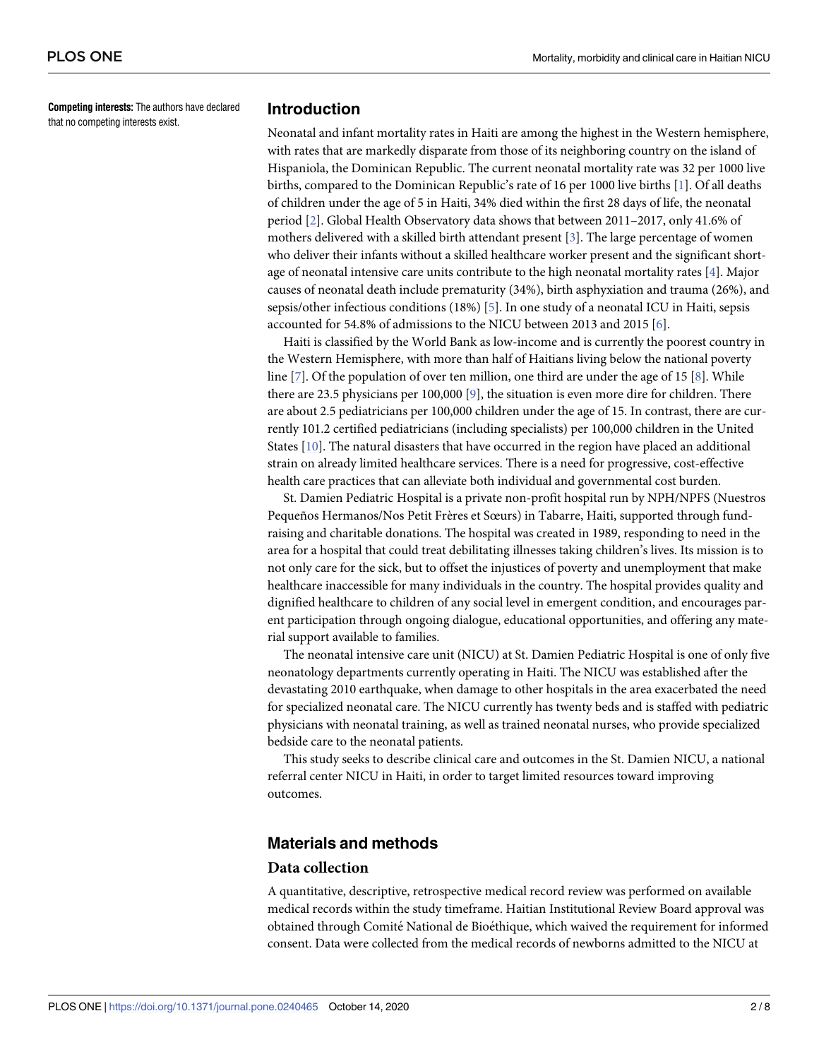**Competing interests:** The authors have declared that no competing interests exist.

## Introduction

Neonatal and infant mortality rates in Haiti are among the highest in the Western hemisphere, with rates that are markedly disparate from those of its neighboring country on the island of Hispaniola, the Dominican Republic. The current neonatal mortality rate was 32 per 1000 live births, compared to the Dominican Republic's rate of 16 per 1000 live births [1]. Of all deaths of children under the age of 5 in Haiti, 34% died within the first 28 days of life, the neonatal period [2]. Global Health Observatory data shows that between 2011–2017, only 41.6% of mothers delivered with a skilled birth attendant present [3]. The large percentage of women who deliver their infants without a skilled healthcare worker present and the significant shortage of neonatal intensive care units contribute to the high neonatal mortality rates [4]. Major causes of neonatal death include prematurity (34%), birth asphyxiation and trauma (26%), and sepsis/other infectious conditions (18%) [5]. In one study of a neonatal ICU in Haiti, sepsis accounted for 54.8% of admissions to the NICU between 2013 and 2015 [6].

Haiti is classified by the World Bank as low-income and is currently the poorest country in the Western Hemisphere, with more than half of Haitians living below the national poverty line [7]. Of the population of over ten million, one third are under the age of 15 [8]. While there are 23.5 physicians per 100,000 [9], the situation is even more dire for children. There are about 2.5 pediatricians per 100,000 children under the age of 15. In contrast, there are currently 101.2 certified pediatricians (including specialists) per 100,000 children in the United States [10]. The natural disasters that have occurred in the region have placed an additional strain on already limited healthcare services. There is a need for progressive, cost-effective health care practices that can alleviate both individual and governmental cost burden.

St. Damien Pediatric Hospital is a private non-profit hospital run by NPH/NPFS (Nuestros Pequeños Hermanos/Nos Petit Frères et Sœurs) in Tabarre, Haiti, supported through fundraising and charitable donations. The hospital was created in 1989, responding to need in the area for a hospital that could treat debilitating illnesses taking children's lives. Its mission is to not only care for the sick, but to offset the injustices of poverty and unemployment that make healthcare inaccessible for many individuals in the country. The hospital provides quality and dignified healthcare to children of any social level in emergent condition, and encourages parent participation through ongoing dialogue, educational opportunities, and offering any material support available to families.

The neonatal intensive care unit (NICU) at St. Damien Pediatric Hospital is one of only five neonatology departments currently operating in Haiti. The NICU was established after the devastating 2010 earthquake, when damage to other hospitals in the area exacerbated the need for specialized neonatal care. The NICU currently has twenty beds and is staffed with pediatric physicians with neonatal training, as well as trained neonatal nurses, who provide specialized bedside care to the neonatal patients.

This study seeks to describe clinical care and outcomes in the St. Damien NICU, a national referral center NICU in Haiti, in order to target limited resources toward improving outcomes.

## Materials and methods

### Data collection

A quantitative, descriptive, retrospective medical record review was performed on available medical records within the study timeframe. Haitian Institutional Review Board approval was obtained through Comité National de Bioéthique, which waived the requirement for informed consent. Data were collected from the medical records of newborns admitted to the NICU at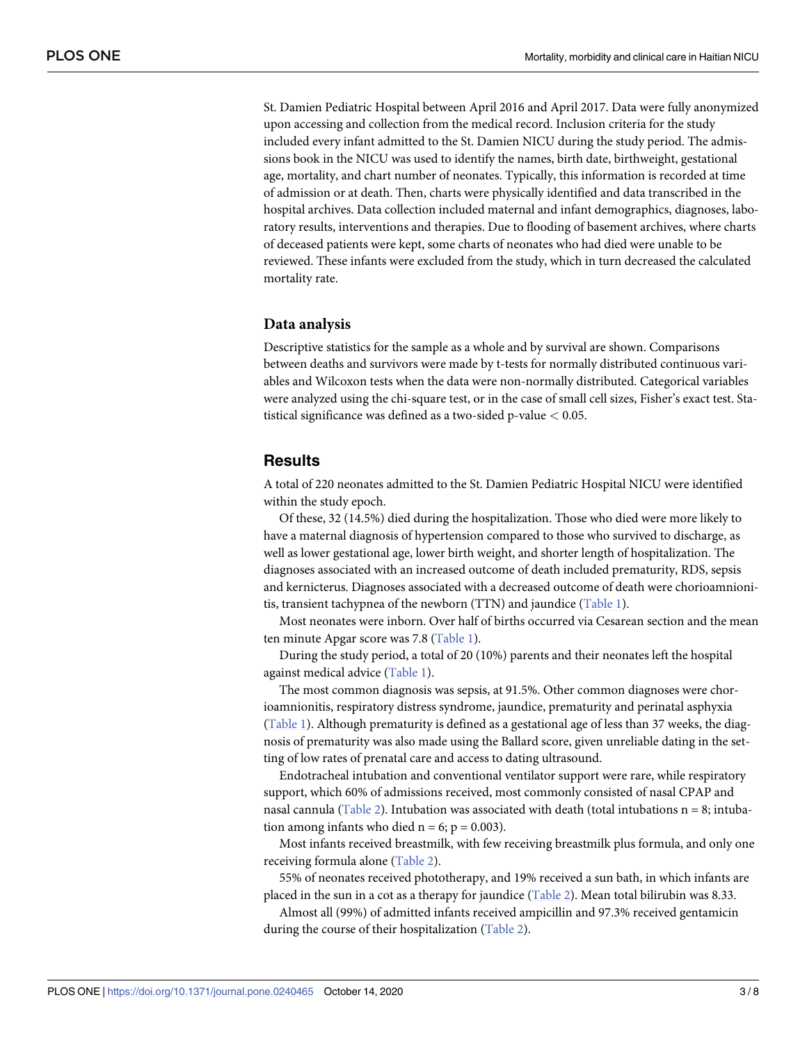St. Damien Pediatric Hospital between April 2016 and April 2017. Data were fully anonymized upon accessing and collection from the medical record. Inclusion criteria for the study included every infant admitted to the St. Damien NICU during the study period. The admissions book in the NICU was used to identify the names, birth date, birthweight, gestational age, mortality, and chart number of neonates. Typically, this information is recorded at time of admission or at death. Then, charts were physically identified and data transcribed in the hospital archives. Data collection included maternal and infant demographics, diagnoses, laboratory results, interventions and therapies. Due to flooding of basement archives, where charts of deceased patients were kept, some charts of neonates who had died were unable to be reviewed. These infants were excluded from the study, which in turn decreased the calculated mortality rate.

### Data analysis

Descriptive statistics for the sample as a whole and by survival are shown. Comparisons between deaths and survivors were made by t-tests for normally distributed continuous variables and Wilcoxon tests when the data were non-normally distributed. Categorical variables were analyzed using the chi-square test, or in the case of small cell sizes, Fisher's exact test. Statistical significance was defined as a two-sided p-value $< 0.05$.

## Results

A total of 220 neonates admitted to the St. Damien Pediatric Hospital NICU were identified within the study epoch.

Of these, 32 (14.5%) died during the hospitalization. Those who died were more likely to have a maternal diagnosis of hypertension compared to those who survived to discharge, as well as lower gestational age, lower birth weight, and shorter length of hospitalization. The diagnoses associated with an increased outcome of death included prematurity, RDS, sepsis and kernicterus. Diagnoses associated with a decreased outcome of death were chorioamnionitis, transient tachypnea of the newborn (TTN) and jaundice (Table 1).

Most neonates were inborn. Over half of births occurred via Cesarean section and the mean ten minute Apgar score was 7.8 (Table 1).

During the study period, a total of 20 (10%) parents and their neonates left the hospital against medical advice (Table 1).

The most common diagnosis was sepsis, at 91.5%. Other common diagnoses were chorioamnionitis, respiratory distress syndrome, jaundice, prematurity and perinatal asphyxia (Table 1). Although prematurity is defined as a gestational age of less than 37 weeks, the diagnosis of prematurity was also made using the Ballard score, given unreliable dating in the setting of low rates of prenatal care and access to dating ultrasound.

Endotracheal intubation and conventional ventilator support were rare, while respiratory support, which 60% of admissions received, most commonly consisted of nasal CPAP and nasal cannula (Table 2). Intubation was associated with death (total intubations $n = 8$; intubation among infants who died $n = 6$; $p = 0.003$).

Most infants received breastmilk, with few receiving breastmilk plus formula, and only one receiving formula alone (Table 2).

55% of neonates received phototherapy, and 19% received a sun bath, in which infants are placed in the sun in a cot as a therapy for jaundice (Table 2). Mean total bilirubin was 8.33.

Almost all (99%) of admitted infants received ampicillin and 97.3% received gentamicin during the course of their hospitalization (Table 2).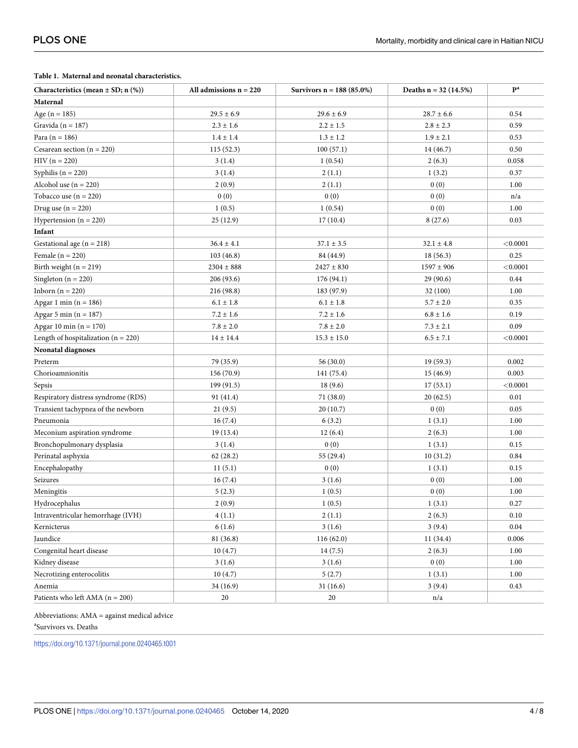**Table 1. Maternal and neonatal characteristics.**

| Characteristics (mean ± SD; n (%)) | All admissions n = 220 | Survivors n = 188 (85.0%) | Deaths n = 32 (14.5%) | P[a] |
|---|---|---|---|---|
| **Maternal** | | | | |
| Age (n = 185) | 29.5 ± 6.9 | 29.6 ± 6.9 | 28.7 ± 6.6 | 0.54 |
| Gravida (n = 187) | 2.3 ± 1.6 | 2.2 ± 1.5 | 2.8 ± 2.3 | 0.59 |
| Para (n = 186) | 1.4 ± 1.4 | 1.3 ± 1.2 | 1.9 ± 2.1 | 0.53 |
| Cesarean section (n = 220) | 115 (52.3) | 100 (57.1) | 14 (46.7) | 0.50 |
| HIV (n = 220) | 3 (1.4) | 1 (0.54) | 2 (6.3) | 0.058 |
| Syphilis (n = 220) | 3 (1.4) | 2 (1.1) | 1 (3.2) | 0.37 |
| Alcohol use (n = 220) | 2 (0.9) | 2 (1.1) | 0 (0) | 1.00 |
| Tobacco use (n = 220) | 0 (0) | 0 (0) | 0 (0) | n/a |
| Drug use (n = 220) | 1 (0.5) | 1 (0.54) | 0 (0) | 1.00 |
| Hypertension (n = 220) | 25 (12.9) | 17 (10.4) | 8 (27.6) | 0.03 |
| **Infant** | | | | |
| Gestational age (n = 218) | 36.4 ± 4.1 | 37.1 ± 3.5 | 32.1 ± 4.8 | <0.0001 |
| Female (n = 220) | 103 (46.8) | 84 (44.9) | 18 (56.3) | 0.25 |
| Birth weight (n = 219) | 2304 ± 888 | 2427 ± 830 | 1597 ± 906 | <0.0001 |
| Singleton (n = 220) | 206 (93.6) | 176 (94.1) | 29 (90.6) | 0.44 |
| Inborn (n = 220) | 216 (98.8) | 183 (97.9) | 32 (100) | 1.00 |
| Apgar 1 min (n = 186) | 6.1 ± 1.8 | 6.1 ± 1.8 | 5.7 ± 2.0 | 0.35 |
| Apgar 5 min (n = 187) | 7.2 ± 1.6 | 7.2 ± 1.6 | 6.8 ± 1.6 | 0.19 |
| Apgar 10 min (n = 170) | 7.8 ± 2.0 | 7.8 ± 2.0 | 7.3 ± 2.1 | 0.09 |
| Length of hospitalization (n = 220) | 14 ± 14.4 | 15.3 ± 15.0 | 6.5 ± 7.1 | <0.0001 |
| **Neonatal diagnoses** | | | | |
| Preterm | 79 (35.9) | 56 (30.0) | 19 (59.3) | 0.002 |
| Chorioamnionitis | 156 (70.9) | 141 (75.4) | 15 (46.9) | 0.003 |
| Sepsis | 199 (91.5) | 18 (9.6) | 17 (53.1) | <0.0001 |
| Respiratory distress syndrome (RDS) | 91 (41.4) | 71 (38.0) | 20 (62.5) | 0.01 |
| Transient tachypnea of the newborn | 21 (9.5) | 20 (10.7) | 0 (0) | 0.05 |
| Pneumonia | 16 (7.4) | 6 (3.2) | 1 (3.1) | 1.00 |
| Meconium aspiration syndrome | 19 (13.4) | 12 (6.4) | 2 (6.3) | 1.00 |
| Bronchopulmonary dysplasia | 3 (1.4) | 0 (0) | 1 (3.1) | 0.15 |
| Perinatal asphyxia | 62 (28.2) | 55 (29.4) | 10 (31.2) | 0.84 |
| Encephalopathy | 11 (5.1) | 0 (0) | 1 (3.1) | 0.15 |
| Seizures | 16 (7.4) | 3 (1.6) | 0 (0) | 1.00 |
| Meningitis | 5 (2.3) | 1 (0.5) | 0 (0) | 1.00 |
| Hydrocephalus | 2 (0.9) | 1 (0.5) | 1 (3.1) | 0.27 |
| Intraventricular hemorrhage (IVH) | 4 (1.1) | 2 (1.1) | 2 (6.3) | 0.10 |
| Kernicterus | 6 (1.6) | 3 (1.6) | 3 (9.4) | 0.04 |
| Jaundice | 81 (36.8) | 116 (62.0) | 11 (34.4) | 0.006 |
| Congenital heart disease | 10 (4.7) | 14 (7.5) | 2 (6.3) | 1.00 |
| Kidney disease | 3 (1.6) | 3 (1.6) | 0 (0) | 1.00 |
| Necrotizing enterocolitis | 10 (4.7) | 5 (2.7) | 1 (3.1) | 1.00 |
| Anemia | 34 (16.9) | 31 (16.6) | 3 (9.4) | 0.43 |
| Patients who left AMA (n = 200) | 20 | 20 | n/a | |

Abbreviations: AMA = against medical advice

[a]Survivors vs. Deaths

https://doi.org/10.1371/journal.pone.0240465.t001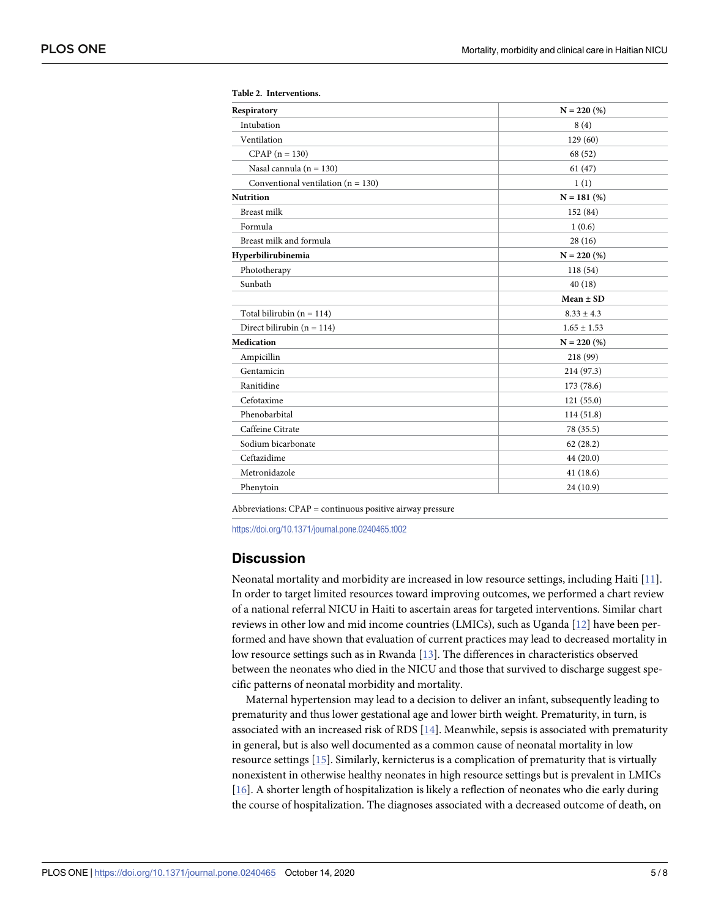**Table 2. Interventions.**

| Respiratory | N = 220 (%) |
|---|---|
| Intubation | 8 (4) |
| Ventilation | 129 (60) |
| CPAP (n = 130) | 68 (52) |
| Nasal cannula (n = 130) | 61 (47) |
| Conventional ventilation (n = 130) | 1 (1) |
| **Nutrition** | **N = 181 (%)** |
| Breast milk | 152 (84) |
| Formula | 1 (0.6) |
| Breast milk and formula | 28 (16) |
| **Hyperbilirubinemia** | **N = 220 (%)** |
| Phototherapy | 118 (54) |
| Sunbath | 40 (18) |
| | **Mean ± SD** |
| Total bilirubin (n = 114) | 8.33 ± 4.3 |
| Direct bilirubin (n = 114) | 1.65 ± 1.53 |
| **Medication** | **N = 220 (%)** |
| Ampicillin | 218 (99) |
| Gentamicin | 214 (97.3) |
| Ranitidine | 173 (78.6) |
| Cefotaxime | 121 (55.0) |
| Phenobarbital | 114 (51.8) |
| Caffeine Citrate | 78 (35.5) |
| Sodium bicarbonate | 62 (28.2) |
| Ceftazidime | 44 (20.0) |
| Metronidazole | 41 (18.6) |
| Phenytoin | 24 (10.9) |

Abbreviations: CPAP = continuous positive airway pressure

https://doi.org/10.1371/journal.pone.0240465.t002

## Discussion

Neonatal mortality and morbidity are increased in low resource settings, including Haiti [11]. In order to target limited resources toward improving outcomes, we performed a chart review of a national referral NICU in Haiti to ascertain areas for targeted interventions. Similar chart reviews in other low and mid income countries (LMICs), such as Uganda [12] have been performed and have shown that evaluation of current practices may lead to decreased mortality in low resource settings such as in Rwanda [13]. The differences in characteristics observed between the neonates who died in the NICU and those that survived to discharge suggest specific patterns of neonatal morbidity and mortality.

Maternal hypertension may lead to a decision to deliver an infant, subsequently leading to prematurity and thus lower gestational age and lower birth weight. Prematurity, in turn, is associated with an increased risk of RDS [14]. Meanwhile, sepsis is associated with prematurity in general, but is also well documented as a common cause of neonatal mortality in low resource settings [15]. Similarly, kernicterus is a complication of prematurity that is virtually nonexistent in otherwise healthy neonates in high resource settings but is prevalent in LMICs [16]. A shorter length of hospitalization is likely a reflection of neonates who die early during the course of hospitalization. The diagnoses associated with a decreased outcome of death, on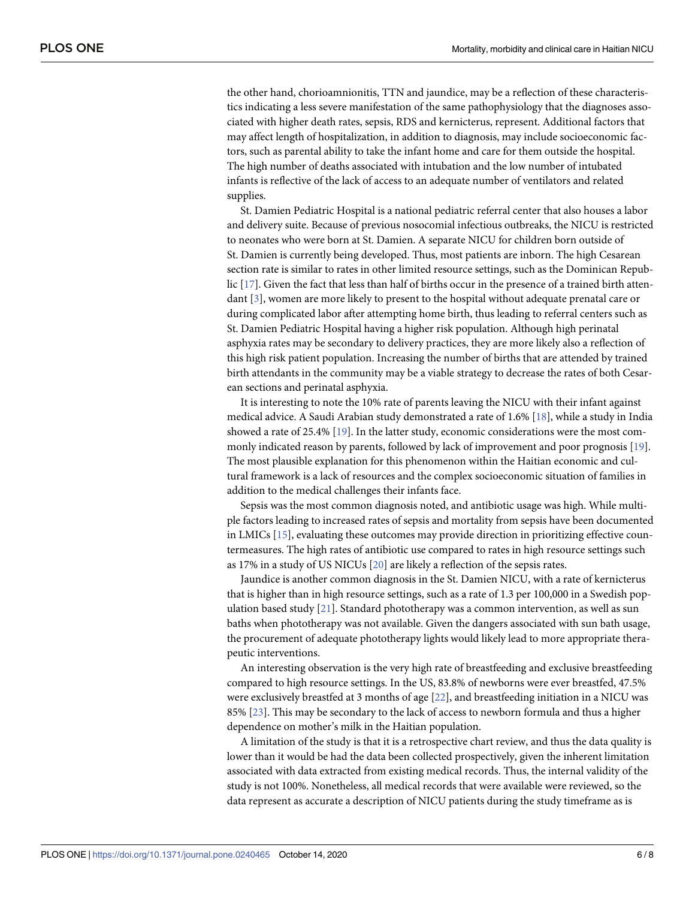the other hand, chorioamnionitis, TTN and jaundice, may be a reflection of these characteristics indicating a less severe manifestation of the same pathophysiology that the diagnoses associated with higher death rates, sepsis, RDS and kernicterus, represent. Additional factors that may affect length of hospitalization, in addition to diagnosis, may include socioeconomic factors, such as parental ability to take the infant home and care for them outside the hospital. The high number of deaths associated with intubation and the low number of intubated infants is reflective of the lack of access to an adequate number of ventilators and related supplies.

St. Damien Pediatric Hospital is a national pediatric referral center that also houses a labor and delivery suite. Because of previous nosocomial infectious outbreaks, the NICU is restricted to neonates who were born at St. Damien. A separate NICU for children born outside of St. Damien is currently being developed. Thus, most patients are inborn. The high Cesarean section rate is similar to rates in other limited resource settings, such as the Dominican Republic [17]. Given the fact that less than half of births occur in the presence of a trained birth attendant [3], women are more likely to present to the hospital without adequate prenatal care or during complicated labor after attempting home birth, thus leading to referral centers such as St. Damien Pediatric Hospital having a higher risk population. Although high perinatal asphyxia rates may be secondary to delivery practices, they are more likely also a reflection of this high risk patient population. Increasing the number of births that are attended by trained birth attendants in the community may be a viable strategy to decrease the rates of both Cesarean sections and perinatal asphyxia.

It is interesting to note the 10% rate of parents leaving the NICU with their infant against medical advice. A Saudi Arabian study demonstrated a rate of 1.6% [18], while a study in India showed a rate of 25.4% [19]. In the latter study, economic considerations were the most commonly indicated reason by parents, followed by lack of improvement and poor prognosis [19]. The most plausible explanation for this phenomenon within the Haitian economic and cultural framework is a lack of resources and the complex socioeconomic situation of families in addition to the medical challenges their infants face.

Sepsis was the most common diagnosis noted, and antibiotic usage was high. While multiple factors leading to increased rates of sepsis and mortality from sepsis have been documented in LMICs [15], evaluating these outcomes may provide direction in prioritizing effective countermeasures. The high rates of antibiotic use compared to rates in high resource settings such as 17% in a study of US NICUs [20] are likely a reflection of the sepsis rates.

Jaundice is another common diagnosis in the St. Damien NICU, with a rate of kernicterus that is higher than in high resource settings, such as a rate of 1.3 per 100,000 in a Swedish population based study [21]. Standard phototherapy was a common intervention, as well as sun baths when phototherapy was not available. Given the dangers associated with sun bath usage, the procurement of adequate phototherapy lights would likely lead to more appropriate therapeutic interventions.

An interesting observation is the very high rate of breastfeeding and exclusive breastfeeding compared to high resource settings. In the US, 83.8% of newborns were ever breastfed, 47.5% were exclusively breastfed at 3 months of age [22], and breastfeeding initiation in a NICU was 85% [23]. This may be secondary to the lack of access to newborn formula and thus a higher dependence on mother's milk in the Haitian population.

A limitation of the study is that it is a retrospective chart review, and thus the data quality is lower than it would be had the data been collected prospectively, given the inherent limitation associated with data extracted from existing medical records. Thus, the internal validity of the study is not 100%. Nonetheless, all medical records that were available were reviewed, so the data represent as accurate a description of NICU patients during the study timeframe as is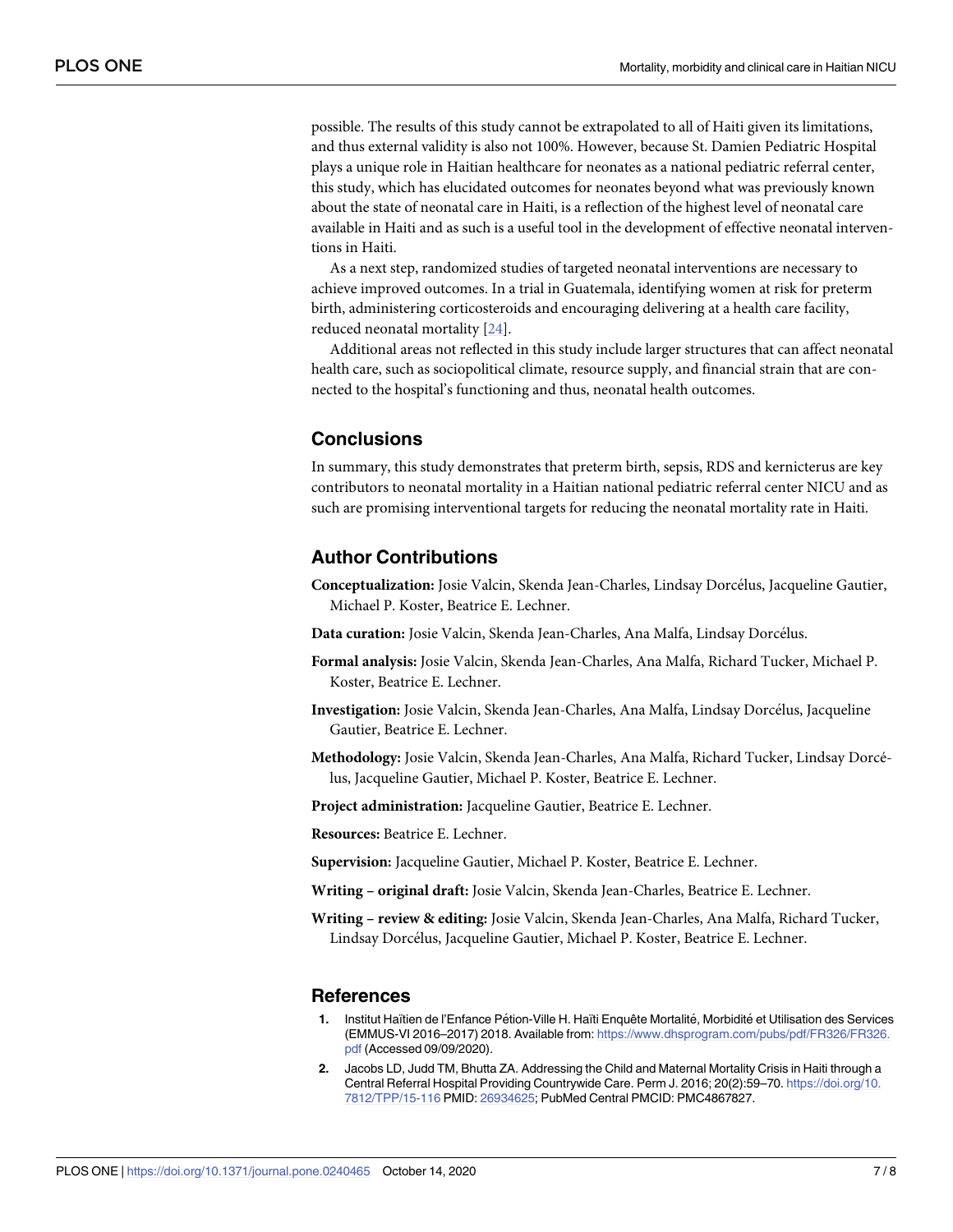possible. The results of this study cannot be extrapolated to all of Haiti given its limitations, and thus external validity is also not 100%. However, because St. Damien Pediatric Hospital plays a unique role in Haitian healthcare for neonates as a national pediatric referral center, this study, which has elucidated outcomes for neonates beyond what was previously known about the state of neonatal care in Haiti, is a reflection of the highest level of neonatal care available in Haiti and as such is a useful tool in the development of effective neonatal interventions in Haiti.

As a next step, randomized studies of targeted neonatal interventions are necessary to achieve improved outcomes. In a trial in Guatemala, identifying women at risk for preterm birth, administering corticosteroids and encouraging delivering at a health care facility, reduced neonatal mortality [24].

Additional areas not reflected in this study include larger structures that can affect neonatal health care, such as sociopolitical climate, resource supply, and financial strain that are connected to the hospital's functioning and thus, neonatal health outcomes.

## Conclusions

In summary, this study demonstrates that preterm birth, sepsis, RDS and kernicterus are key contributors to neonatal mortality in a Haitian national pediatric referral center NICU and as such are promising interventional targets for reducing the neonatal mortality rate in Haiti.

## Author Contributions

**Conceptualization:** Josie Valcin, Skenda Jean-Charles, Lindsay Dorcélus, Jacqueline Gautier, Michael P. Koster, Beatrice E. Lechner.

**Data curation:** Josie Valcin, Skenda Jean-Charles, Ana Malfa, Lindsay Dorcélus.

**Formal analysis:** Josie Valcin, Skenda Jean-Charles, Ana Malfa, Richard Tucker, Michael P. Koster, Beatrice E. Lechner.

**Investigation:** Josie Valcin, Skenda Jean-Charles, Ana Malfa, Lindsay Dorcélus, Jacqueline Gautier, Beatrice E. Lechner.

**Methodology:** Josie Valcin, Skenda Jean-Charles, Ana Malfa, Richard Tucker, Lindsay Dorcélus, Jacqueline Gautier, Michael P. Koster, Beatrice E. Lechner.

**Project administration:** Jacqueline Gautier, Beatrice E. Lechner.

**Resources:** Beatrice E. Lechner.

**Supervision:** Jacqueline Gautier, Michael P. Koster, Beatrice E. Lechner.

**Writing – original draft:** Josie Valcin, Skenda Jean-Charles, Beatrice E. Lechner.

**Writing – review & editing:** Josie Valcin, Skenda Jean-Charles, Ana Malfa, Richard Tucker, Lindsay Dorcélus, Jacqueline Gautier, Michael P. Koster, Beatrice E. Lechner.

## References

1. Institut Haïtien de l'Enfance Pétion-Ville H. Haïti Enquête Mortalité, Morbidité et Utilisation des Services (EMMUS-VI 2016–2017) 2018. Available from: https://www.dhsprogram.com/pubs/pdf/FR326/FR326.pdf (Accessed 09/09/2020).
2. Jacobs LD, Judd TM, Bhutta ZA. Addressing the Child and Maternal Mortality Crisis in Haiti through a Central Referral Hospital Providing Countrywide Care. Perm J. 2016; 20(2):59–70. https://doi.org/10.7812/TPP/15-116 PMID: 26934625; PubMed Central PMCID: PMC4867827.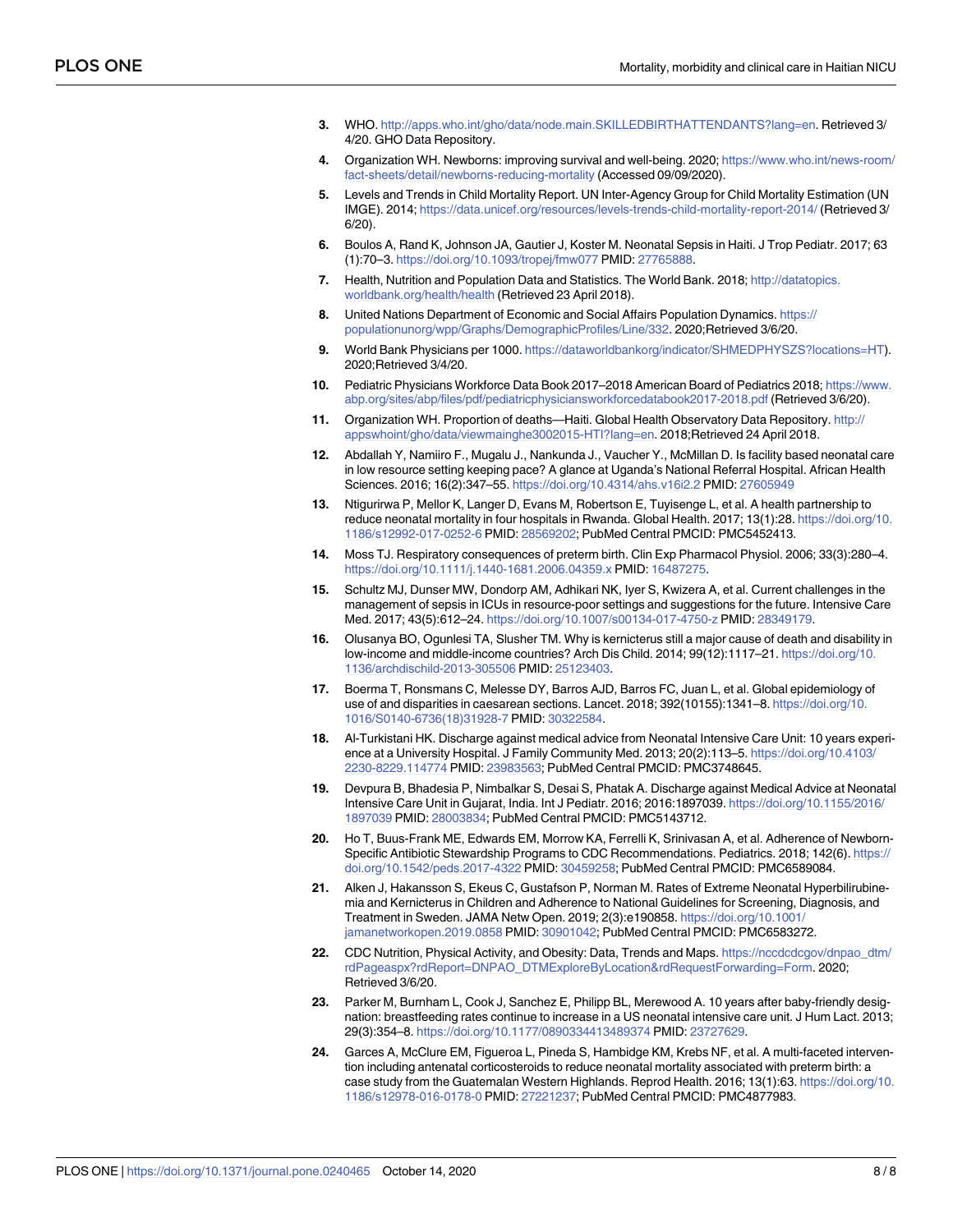3. WHO. http://apps.who.int/gho/data/node.main.SKILLEDBIRTHATTENDANTS?lang=en. Retrieved 3/4/20. GHO Data Repository.
4. Organization WH. Newborns: improving survival and well-being. 2020; https://www.who.int/news-room/fact-sheets/detail/newborns-reducing-mortality (Accessed 09/09/2020).
5. Levels and Trends in Child Mortality Report. UN Inter-Agency Group for Child Mortality Estimation (UN IMGE). 2014; https://data.unicef.org/resources/levels-trends-child-mortality-report-2014/ (Retrieved 3/6/20).
6. Boulos A, Rand K, Johnson JA, Gautier J, Koster M. Neonatal Sepsis in Haiti. J Trop Pediatr. 2017; 63(1):70–3. https://doi.org/10.1093/tropej/fmw077 PMID: 27765888.
7. Health, Nutrition and Population Data and Statistics. The World Bank. 2018; http://datatopics.worldbank.org/health/health (Retrieved 23 April 2018).
8. United Nations Department of Economic and Social Affairs Population Dynamics. https://populationunorg/wpp/Graphs/DemographicProfiles/Line/332. 2020;Retrieved 3/6/20.
9. World Bank Physicians per 1000. https://dataworldbankorg/indicator/SHMEDPHYSZS?locations=HT). 2020;Retrieved 3/4/20.
10. Pediatric Physicians Workforce Data Book 2017–2018 American Board of Pediatrics 2018; https://www.abp.org/sites/abp/files/pdf/pediatricphysiciansworkforcedatabook2017-2018.pdf (Retrieved 3/6/20).
11. Organization WH. Proportion of deaths—Haiti. Global Health Observatory Data Repository. http://appswhoint/gho/data/viewmainghe3002015-HTI?lang=en. 2018;Retrieved 24 April 2018.
12. Abdallah Y, Namiiro F., Mugalu J., Nankunda J., Vaucher Y., McMillan D. Is facility based neonatal care in low resource setting keeping pace? A glance at Uganda's National Referral Hospital. African Health Sciences. 2016; 16(2):347–55. https://doi.org/10.4314/ahs.v16i2.2 PMID: 27605949
13. Ntigurirwa P, Mellor K, Langer D, Evans M, Robertson E, Tuyisenge L, et al. A health partnership to reduce neonatal mortality in four hospitals in Rwanda. Global Health. 2017; 13(1):28. https://doi.org/10.1186/s12992-017-0252-6 PMID: 28569202; PubMed Central PMCID: PMC5452413.
14. Moss TJ. Respiratory consequences of preterm birth. Clin Exp Pharmacol Physiol. 2006; 33(3):280–4. https://doi.org/10.1111/j.1440-1681.2006.04359.x PMID: 16487275.
15. Schultz MJ, Dunser MW, Dondorp AM, Adhikari NK, Iyer S, Kwizera A, et al. Current challenges in the management of sepsis in ICUs in resource-poor settings and suggestions for the future. Intensive Care Med. 2017; 43(5):612–24. https://doi.org/10.1007/s00134-017-4750-z PMID: 28349179.
16. Olusanya BO, Ogunlesi TA, Slusher TM. Why is kernicterus still a major cause of death and disability in low-income and middle-income countries? Arch Dis Child. 2014; 99(12):1117–21. https://doi.org/10.1136/archdischild-2013-305506 PMID: 25123403.
17. Boerma T, Ronsmans C, Melesse DY, Barros AJD, Barros FC, Juan L, et al. Global epidemiology of use of and disparities in caesarean sections. Lancet. 2018; 392(10155):1341–8. https://doi.org/10.1016/S0140-6736(18)31928-7 PMID: 30322584.
18. Al-Turkistani HK. Discharge against medical advice from Neonatal Intensive Care Unit: 10 years experience at a University Hospital. J Family Community Med. 2013; 20(2):113–5. https://doi.org/10.4103/2230-8229.114774 PMID: 23983563; PubMed Central PMCID: PMC3748645.
19. Devpura B, Bhadesia P, Nimbalkar S, Desai S, Phatak A. Discharge against Medical Advice at Neonatal Intensive Care Unit in Gujarat, India. Int J Pediatr. 2016; 2016:1897039. https://doi.org/10.1155/2016/1897039 PMID: 28003834; PubMed Central PMCID: PMC5143712.
20. Ho T, Buus-Frank ME, Edwards EM, Morrow KA, Ferrelli K, Srinivasan A, et al. Adherence of Newborn-Specific Antibiotic Stewardship Programs to CDC Recommendations. Pediatrics. 2018; 142(6). https://doi.org/10.1542/peds.2017-4322 PMID: 30459258; PubMed Central PMCID: PMC6589084.
21. Alken J, Hakansson S, Ekeus C, Gustafson P, Norman M. Rates of Extreme Neonatal Hyperbilirubinemia and Kernicterus in Children and Adherence to National Guidelines for Screening, Diagnosis, and Treatment in Sweden. JAMA Netw Open. 2019; 2(3):e190858. https://doi.org/10.1001/jamanetworkopen.2019.0858 PMID: 30901042; PubMed Central PMCID: PMC6583272.
22. CDC Nutrition, Physical Activity, and Obesity: Data, Trends and Maps. https://nccdcdcgov/dnpao_dtm/rdPageaspx?rdReport=DNPAO_DTMExploreByLocation&rdRequestForwarding=Form. 2020; Retrieved 3/6/20.
23. Parker M, Burnham L, Cook J, Sanchez E, Philipp BL, Merewood A. 10 years after baby-friendly designation: breastfeeding rates continue to increase in a US neonatal intensive care unit. J Hum Lact. 2013; 29(3):354–8. https://doi.org/10.1177/0890334413489374 PMID: 23727629.
24. Garces A, McClure EM, Figueroa L, Pineda S, Hambidge KM, Krebs NF, et al. A multi-faceted intervention including antenatal corticosteroids to reduce neonatal mortality associated with preterm birth: a case study from the Guatemalan Western Highlands. Reprod Health. 2016; 13(1):63. https://doi.org/10.1186/s12978-016-0178-0 PMID: 27221237; PubMed Central PMCID: PMC4877983.